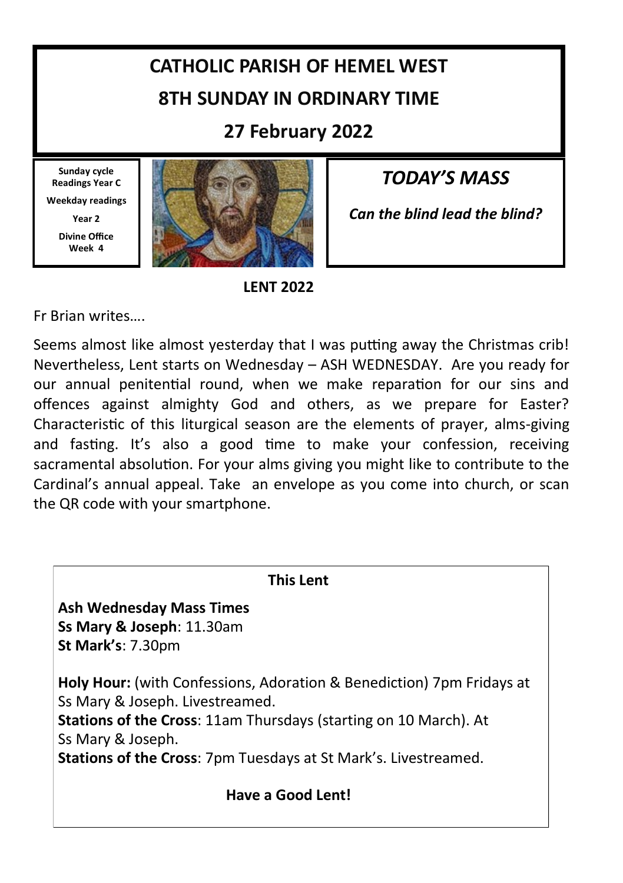# CATHOLIC PARISH OF HEMEL WEST

## 8TH SUNDAY IN ORDINARY TIME

## 27 February 2022

**Sunday cycle Readings Year C**

**Weekday readings**

**Year 2**

**Divine Office Week 4**

## *TODAY'S MASS*

***Can the blind lead the blind?***

**LENT 2022**

Fr Brian writes….

Seems almost like almost yesterday that I was putting away the Christmas crib! Nevertheless, Lent starts on Wednesday – ASH WEDNESDAY. Are you ready for our annual penitential round, when we make reparation for our sins and offences against almighty God and others, as we prepare for Easter? Characteristic of this liturgical season are the elements of prayer, alms-giving and fasting. It's also a good time to make your confession, receiving sacramental absolution. For your alms giving you might like to contribute to the Cardinal's annual appeal. Take an envelope as you come into church, or scan the QR code with your smartphone.

**This Lent**

**Ash Wednesday Mass Times**
**Ss Mary & Joseph**: 11.30am
**St Mark's**: 7.30pm

**Holy Hour:** (with Confessions, Adoration & Benediction) 7pm Fridays at Ss Mary & Joseph. Livestreamed.
**Stations of the Cross**: 11am Thursdays (starting on 10 March). At Ss Mary & Joseph.
**Stations of the Cross**: 7pm Tuesdays at St Mark's. Livestreamed.

**Have a Good Lent!**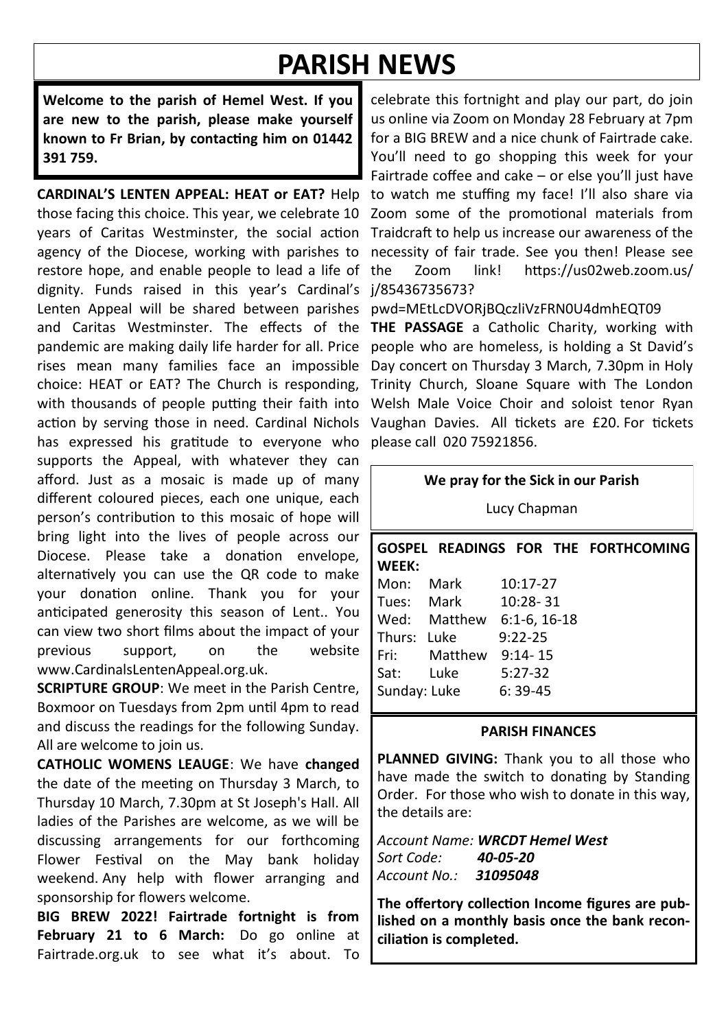# PARISH NEWS

**Welcome to the parish of Hemel West. If you are new to the parish, please make yourself known to Fr Brian, by contacting him on 01442 391 759.**

**CARDINAL'S LENTEN APPEAL: HEAT or EAT?** Help those facing this choice. This year, we celebrate 10 years of Caritas Westminster, the social action agency of the Diocese, working with parishes to restore hope, and enable people to lead a life of dignity. Funds raised in this year's Cardinal's Lenten Appeal will be shared between parishes and Caritas Westminster. The effects of the pandemic are making daily life harder for all. Price rises mean many families face an impossible choice: HEAT or EAT? The Church is responding, with thousands of people putting their faith into action by serving those in need. Cardinal Nichols has expressed his gratitude to everyone who supports the Appeal, with whatever they can afford. Just as a mosaic is made up of many different coloured pieces, each one unique, each person's contribution to this mosaic of hope will bring light into the lives of people across our Diocese. Please take a donation envelope, alternatively you can use the QR code to make your donation online. Thank you for your anticipated generosity this season of Lent.. You can view two short films about the impact of your previous support, on the website www.CardinalsLentenAppeal.org.uk.

**SCRIPTURE GROUP**: We meet in the Parish Centre, Boxmoor on Tuesdays from 2pm until 4pm to read and discuss the readings for the following Sunday. All are welcome to join us.

**CATHOLIC WOMENS LEAUGE**: We have **changed** the date of the meeting on Thursday 3 March, to Thursday 10 March, 7.30pm at St Joseph's Hall. All ladies of the Parishes are welcome, as we will be discussing arrangements for our forthcoming Flower Festival on the May bank holiday weekend. Any help with flower arranging and sponsorship for flowers welcome.

**BIG BREW 2022! Fairtrade fortnight is from February 21 to 6 March:** Do go online at Fairtrade.org.uk to see what it's about. To celebrate this fortnight and play our part, do join us online via Zoom on Monday 28 February at 7pm for a BIG BREW and a nice chunk of Fairtrade cake. You'll need to go shopping this week for your Fairtrade coffee and cake – or else you'll just have to watch me stuffing my face! I'll also share via Zoom some of the promotional materials from Traidcraft to help us increase our awareness of the necessity of fair trade. See you then! Please see the Zoom link! https://us02web.zoom.us/j/85436735673?pwd=MEtLcDVORjBQczliVzFRN0U4dmhEQT09

**THE PASSAGE** a Catholic Charity, working with people who are homeless, is holding a St David's Day concert on Thursday 3 March, 7.30pm in Holy Trinity Church, Sloane Square with The London Welsh Male Voice Choir and soloist tenor Ryan Vaughan Davies. All tickets are £20. For tickets please call 020 75921856.

**We pray for the Sick in our Parish**

Lucy Chapman

**GOSPEL READINGS FOR THE FORTHCOMING WEEK:**

| | | |
|---|---|---|
| Mon: | Mark | 10:17-27 |
| Tues: | Mark | 10:28- 31 |
| Wed: | Matthew | 6:1-6, 16-18 |
| Thurs: | Luke | 9:22-25 |
| Fri: | Matthew | 9:14- 15 |
| Sat: | Luke | 5:27-32 |
| Sunday: | Luke | 6: 39-45 |

**PARISH FINANCES**

**PLANNED GIVING:** Thank you to all those who have made the switch to donating by Standing Order. For those who wish to donate in this way, the details are:

*Account Name:* ***WRCDT Hemel West***
*Sort Code:* ***40-05-20***
*Account No.:* ***31095048***

**The offertory collection Income figures are published on a monthly basis once the bank reconciliation is completed.**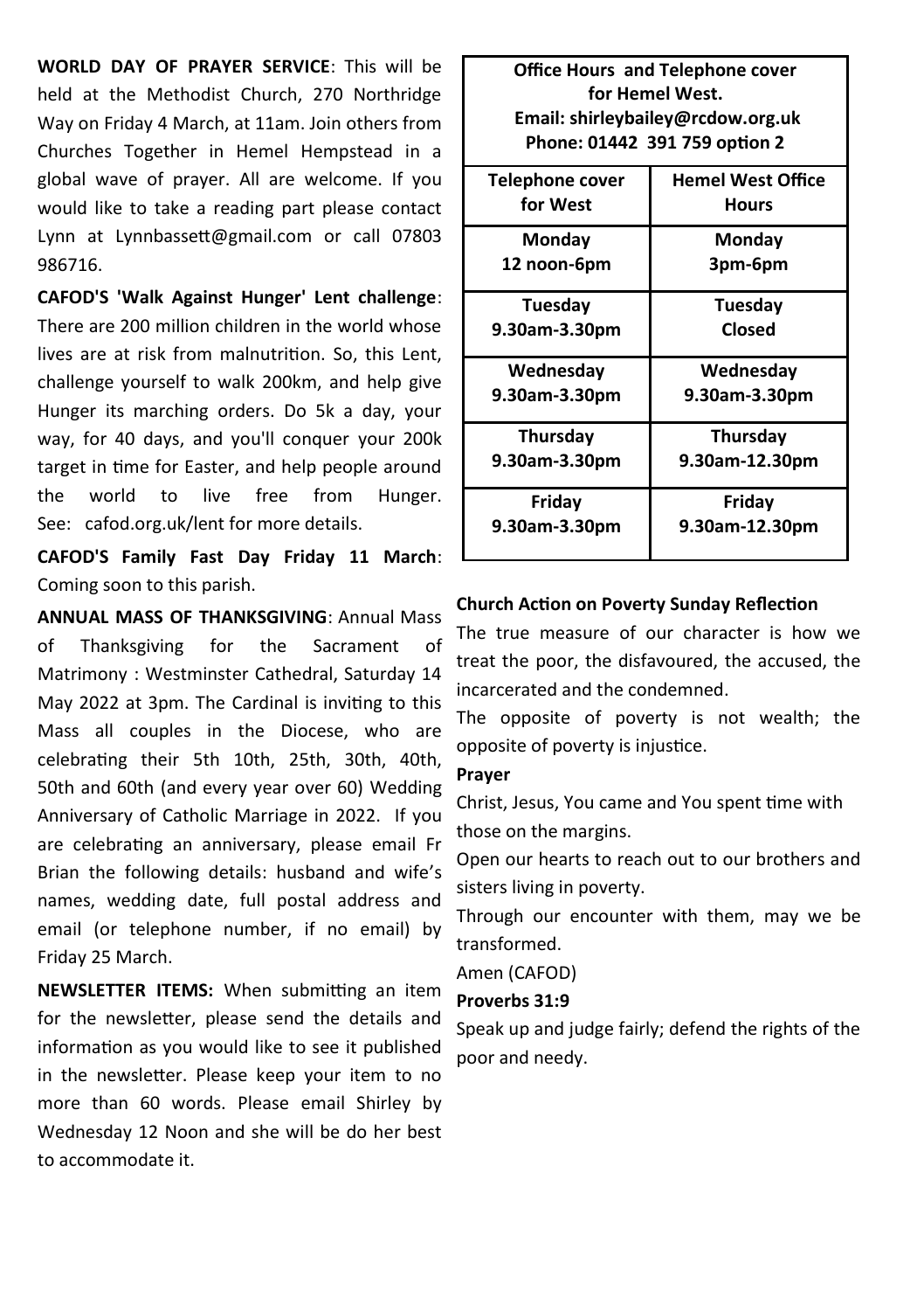**WORLD DAY OF PRAYER SERVICE**: This will be held at the Methodist Church, 270 Northridge Way on Friday 4 March, at 11am. Join others from Churches Together in Hemel Hempstead in a global wave of prayer. All are welcome. If you would like to take a reading part please contact Lynn at Lynnbassett@gmail.com or call 07803 986716.

**CAFOD'S 'Walk Against Hunger' Lent challenge**: There are 200 million children in the world whose lives are at risk from malnutrition. So, this Lent, challenge yourself to walk 200km, and help give Hunger its marching orders. Do 5k a day, your way, for 40 days, and you'll conquer your 200k target in time for Easter, and help people around the world to live free from Hunger. See: cafod.org.uk/lent for more details.

**CAFOD'S Family Fast Day Friday 11 March**: Coming soon to this parish.

**ANNUAL MASS OF THANKSGIVING**: Annual Mass of Thanksgiving for the Sacrament of Matrimony : Westminster Cathedral, Saturday 14 May 2022 at 3pm. The Cardinal is inviting to this Mass all couples in the Diocese, who are celebrating their 5th 10th, 25th, 30th, 40th, 50th and 60th (and every year over 60) Wedding Anniversary of Catholic Marriage in 2022. If you are celebrating an anniversary, please email Fr Brian the following details: husband and wife's names, wedding date, full postal address and email (or telephone number, if no email) by Friday 25 March.

**NEWSLETTER ITEMS:** When submitting an item for the newsletter, please send the details and information as you would like to see it published in the newsletter. Please keep your item to no more than 60 words. Please email Shirley by Wednesday 12 Noon and she will be do her best to accommodate it.

**Office Hours and Telephone cover for Hemel West.**
**Email: shirleybailey@rcdow.org.uk**
**Phone: 01442 391 759 option 2**

| Telephone cover for West | Hemel West Office Hours |
|---|---|
| **Monday** 12 noon-6pm | **Monday** 3pm-6pm |
| **Tuesday** 9.30am-3.30pm | **Tuesday** Closed |
| **Wednesday** 9.30am-3.30pm | **Wednesday** 9.30am-3.30pm |
| **Thursday** 9.30am-3.30pm | **Thursday** 9.30am-12.30pm |
| **Friday** 9.30am-3.30pm | **Friday** 9.30am-12.30pm |

**Church Action on Poverty Sunday Reflection**

The true measure of our character is how we treat the poor, the disfavoured, the accused, the incarcerated and the condemned.

The opposite of poverty is not wealth; the opposite of poverty is injustice.

**Prayer**

Christ, Jesus, You came and You spent time with those on the margins.

Open our hearts to reach out to our brothers and sisters living in poverty.

Through our encounter with them, may we be transformed.

Amen (CAFOD)

**Proverbs 31:9**

Speak up and judge fairly; defend the rights of the poor and needy.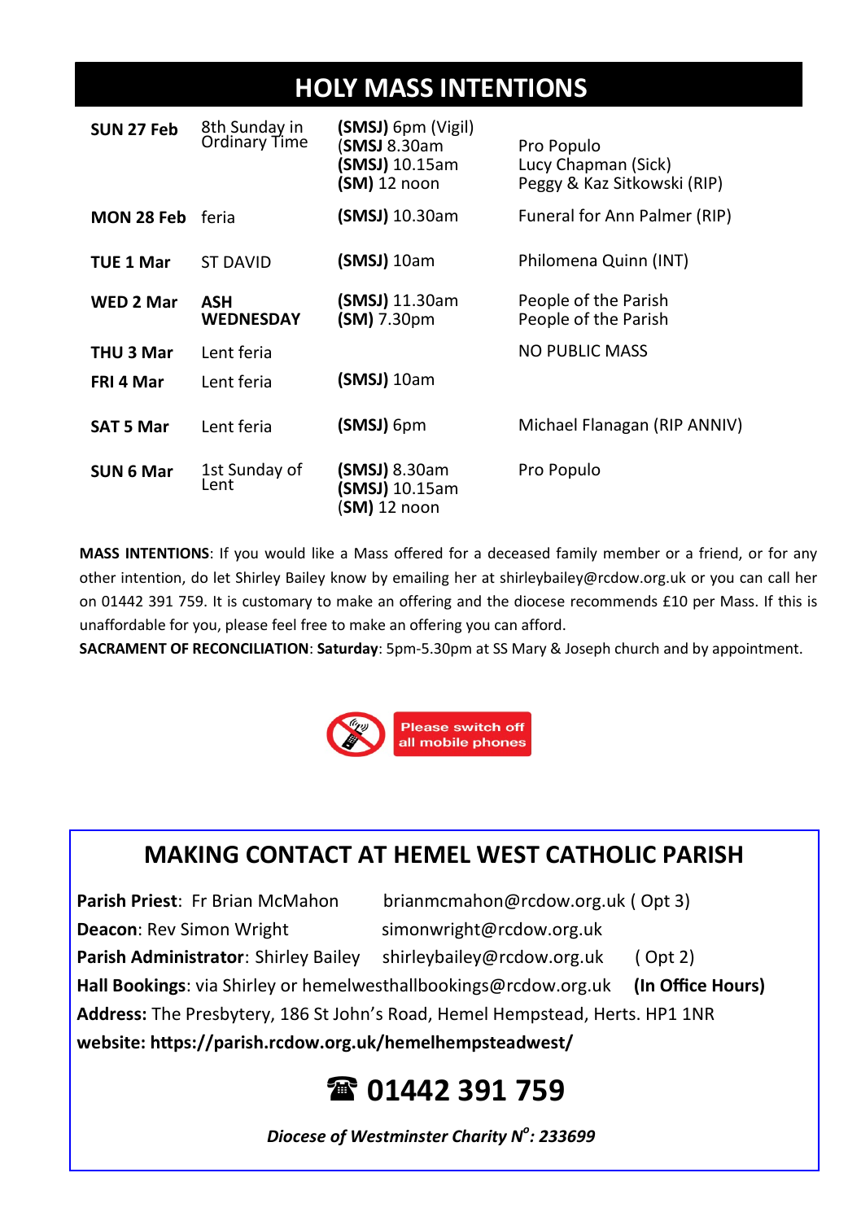## HOLY MASS INTENTIONS

| | | | |
|---|---|---|---|
| **SUN 27 Feb** | 8th Sunday in Ordinary Time | **(SMSJ)** 6pm (Vigil)<br>(**SMSJ** 8.30am<br>**(SMSJ)** 10.15am<br>**(SM)** 12 noon | <br>Pro Populo<br>Lucy Chapman (Sick)<br>Peggy & Kaz Sitkowski (RIP) |
| **MON 28 Feb** | feria | **(SMSJ)** 10.30am | Funeral for Ann Palmer (RIP) |
| **TUE 1 Mar** | ST DAVID | **(SMSJ)** 10am | Philomena Quinn (INT) |
| **WED 2 Mar** | **ASH WEDNESDAY** | **(SMSJ)** 11.30am<br>**(SM)** 7.30pm | People of the Parish<br>People of the Parish |
| **THU 3 Mar** | Lent feria | | NO PUBLIC MASS |
| **FRI 4 Mar** | Lent feria | **(SMSJ)** 10am | |
| **SAT 5 Mar** | Lent feria | **(SMSJ)** 6pm | Michael Flanagan (RIP ANNIV) |
| **SUN 6 Mar** | 1st Sunday of Lent | **(SMSJ)** 8.30am<br>**(SMSJ)** 10.15am<br>(**SM)** 12 noon | Pro Populo |

**MASS INTENTIONS**: If you would like a Mass offered for a deceased family member or a friend, or for any other intention, do let Shirley Bailey know by emailing her at shirleybailey@rcdow.org.uk or you can call her on 01442 391 759. It is customary to make an offering and the diocese recommends £10 per Mass. If this is unaffordable for you, please feel free to make an offering you can afford.

**SACRAMENT OF RECONCILIATION**: **Saturday**: 5pm-5.30pm at SS Mary & Joseph church and by appointment.

Please switch off all mobile phones

## MAKING CONTACT AT HEMEL WEST CATHOLIC PARISH

**Parish Priest**: Fr Brian McMahon brianmcmahon@rcdow.org.uk ( Opt 3)

**Deacon**: Rev Simon Wright simonwright@rcdow.org.uk

**Parish Administrator**: Shirley Bailey shirleybailey@rcdow.org.uk ( Opt 2)

**Hall Bookings**: via Shirley or hemelwesthallbookings@rcdow.org.uk **(In Office Hours)**

**Address:** The Presbytery, 186 St John's Road, Hemel Hempstead, Herts. HP1 1NR

**website: https://parish.rcdow.org.uk/hemelhempsteadwest/**

# ☎ 01442 391 759

***Diocese of Westminster Charity N°: 233699***